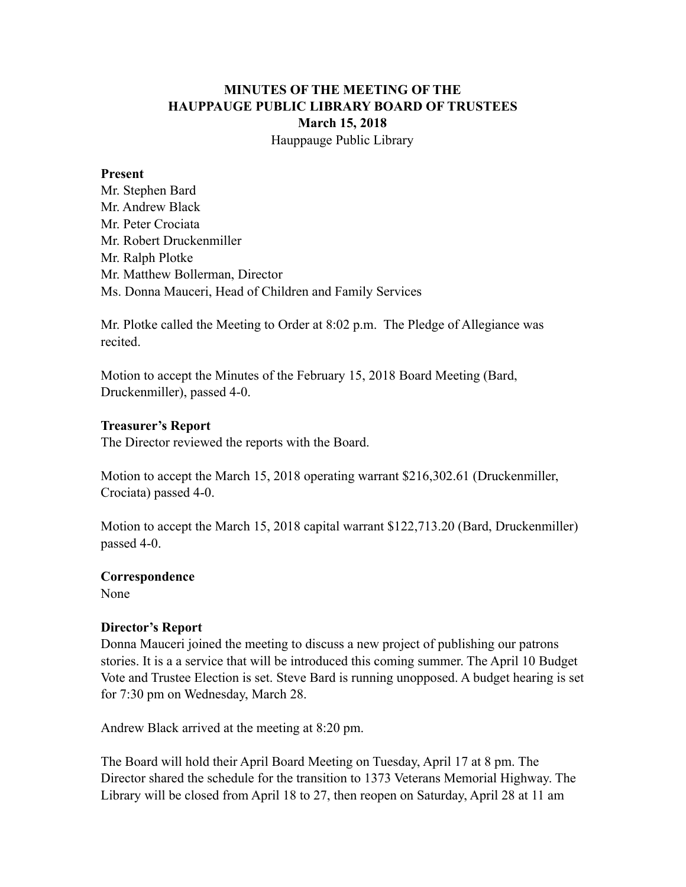**MINUTES OF THE MEETING OF THE HAUPPAUGE PUBLIC LIBRARY BOARD OF TRUSTEES**
**March 15, 2018**
Hauppauge Public Library

**Present**
Mr. Stephen Bard
Mr. Andrew Black
Mr. Peter Crociata
Mr. Robert Druckenmiller
Mr. Ralph Plotke
Mr. Matthew Bollerman, Director
Ms. Donna Mauceri, Head of Children and Family Services

Mr. Plotke called the Meeting to Order at 8:02 p.m. The Pledge of Allegiance was recited.

Motion to accept the Minutes of the February 15, 2018 Board Meeting (Bard, Druckenmiller), passed 4-0.

**Treasurer's Report**
The Director reviewed the reports with the Board.

Motion to accept the March 15, 2018 operating warrant $216,302.61 (Druckenmiller, Crociata) passed 4-0.

Motion to accept the March 15, 2018 capital warrant $122,713.20 (Bard, Druckenmiller) passed 4-0.

**Correspondence**
None

**Director's Report**
Donna Mauceri joined the meeting to discuss a new project of publishing our patrons stories. It is a a service that will be introduced this coming summer. The April 10 Budget Vote and Trustee Election is set. Steve Bard is running unopposed. A budget hearing is set for 7:30 pm on Wednesday, March 28.

Andrew Black arrived at the meeting at 8:20 pm.

The Board will hold their April Board Meeting on Tuesday, April 17 at 8 pm. The Director shared the schedule for the transition to 1373 Veterans Memorial Highway. The Library will be closed from April 18 to 27, then reopen on Saturday, April 28 at 11 am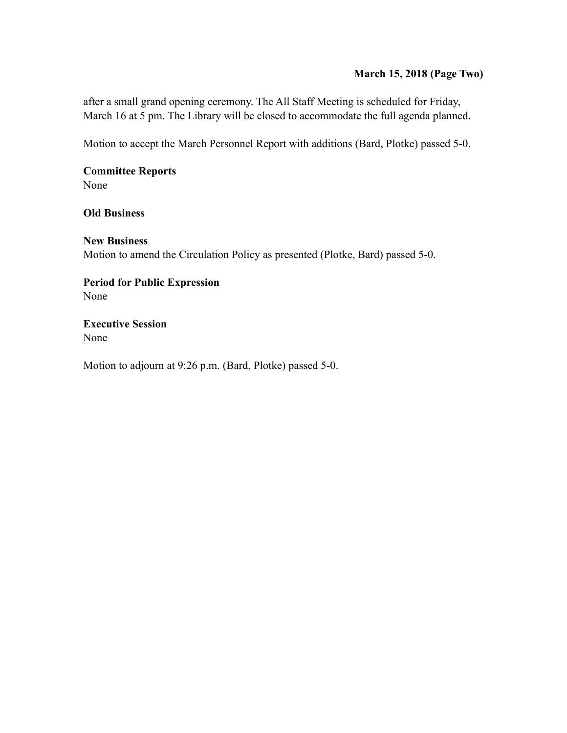after a small grand opening ceremony. The All Staff Meeting is scheduled for Friday, March 16 at 5 pm. The Library will be closed to accommodate the full agenda planned.

Motion to accept the March Personnel Report with additions (Bard, Plotke) passed 5-0.

**Committee Reports**
None

**Old Business**

**New Business**
Motion to amend the Circulation Policy as presented (Plotke, Bard) passed 5-0.

**Period for Public Expression**
None

**Executive Session**
None

Motion to adjourn at 9:26 p.m. (Bard, Plotke) passed 5-0.